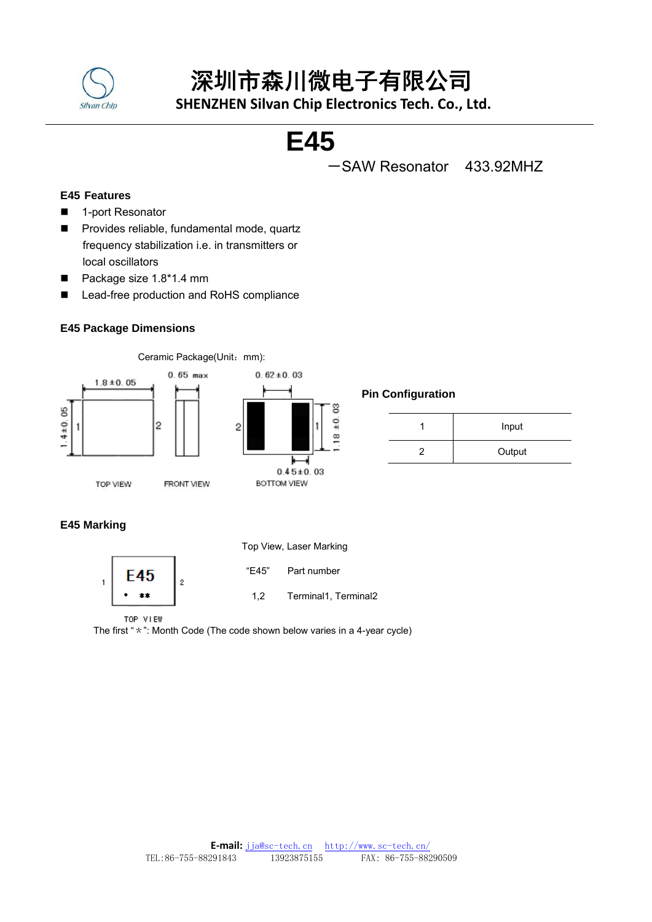# 深圳市森川微电子有限公司

**SHENZHEN Silvan Chip Electronics Tech. Co., Ltd.**

# E45

－SAW Resonator 433.92MHZ

### E45 Features

- 1-port Resonator
- Provides reliable, fundamental mode, quartz frequency stabilization i.e. in transmitters or local oscillators
- Package size 1.8*1.4 mm
- Lead-free production and RoHS compliance

### E45 Package Dimensions

Ceramic Package(Unit：mm):

1.8±0.05 | 1.4±0.05 | 0.65 max | 0.62±0.03 | 1.18±0.03 | 0.45±0.03

TOP VIEW　FRONT VIEW　BOTTOM VIEW

### Pin Configuration

| 1 | Input |
|---|---|
| 2 | Output |

### E45 Marking

Top View, Laser Marking

| | |
|---|---|
| "E45" | Part number |
| 1,2 | Terminal1, Terminal2 |

E45
• **

TOP VIEW

The first "*": Month Code (The code shown below varies in a 4-year cycle)

**E-mail:** jja@sc-tech.cn http://www.sc-tech.cn/

TEL:86-755-88291843 13923875155 FAX: 86-755-88290509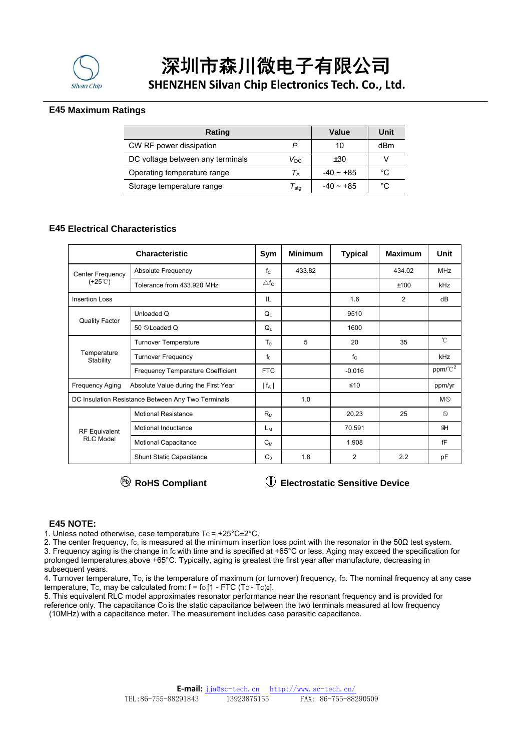## E45 Maximum Ratings

| Rating | | Value | Unit |
|---|---|---|---|
| CW RF power dissipation | $P$ | 10 | dBm |
| DC voltage between any terminals | $V_{DC}$ | ±30 | V |
| Operating temperature range | $T_A$ | -40 ~ +85 | °C |
| Storage temperature range | $T_{stg}$ | -40 ~ +85 | °C |

## E45 Electrical Characteristics

| Characteristic | | Sym | Minimum | Typical | Maximum | Unit |
|---|---|---|---|---|---|---|
| Center Frequency (+25℃) | Absolute Frequency | $f_C$ | 433.82 | | 434.02 | MHz |
| | Tolerance from 433.920 MHz | $\triangle f_C$ | | | ±100 | kHz |
| Insertion Loss | | IL | | 1.6 | 2 | dB |
| Quality Factor | Unloaded Q | $Q_U$ | | 9510 | | |
| | 50 Ω Loaded Q | $Q_L$ | | 1600 | | |
| Temperature Stability | Turnover Temperature | $T_0$ | 5 | 20 | 35 | ℃ |
| | Turnover Frequency | $f_0$ | | $f_C$ | | kHz |
| | Frequency Temperature Coefficient | FTC | | -0.016 | | ppm/℃$^2$ |
| Frequency Aging | Absolute Value during the First Year | $\mid f_A \mid$ | | ≤10 | | ppm/yr |
| DC Insulation Resistance Between Any Two Terminals | | | 1.0 | | | MΩ |
| RF Equivalent RLC Model | Motional Resistance | $R_M$ | | 20.23 | 25 | Ω |
| | Motional Inductance | $L_M$ | | 70.591 | | μH |
| | Motional Capacitance | $C_M$ | | 1.908 | | fF |
| | Shunt Static Capacitance | $C_0$ | 1.8 | 2 | 2.2 | pF |

**RoHS Compliant** **Electrostatic Sensitive Device**

### E45 NOTE:

1. Unless noted otherwise, case temperature $T_C$ = +25°C±2°C.
2. The center frequency, $f_C$, is measured at the minimum insertion loss point with the resonator in the 50Ω test system.
3. Frequency aging is the change in $f_C$ with time and is specified at +65°C or less. Aging may exceed the specification for prolonged temperatures above +65°C. Typically, aging is greatest the first year after manufacture, decreasing in subsequent years.
4. Turnover temperature, $T_O$, is the temperature of maximum (or turnover) frequency, $f_O$. The nominal frequency at any case temperature, $T_C$, may be calculated from: $f = f_O [1 - FTC (T_O - T_C)^2]$.
5. This equivalent RLC model approximates resonator performance near the resonant frequency and is provided for reference only. The capacitance $C_O$ is the static capacitance between the two terminals measured at low frequency (10MHz) with a capacitance meter. The measurement includes case parasitic capacitance.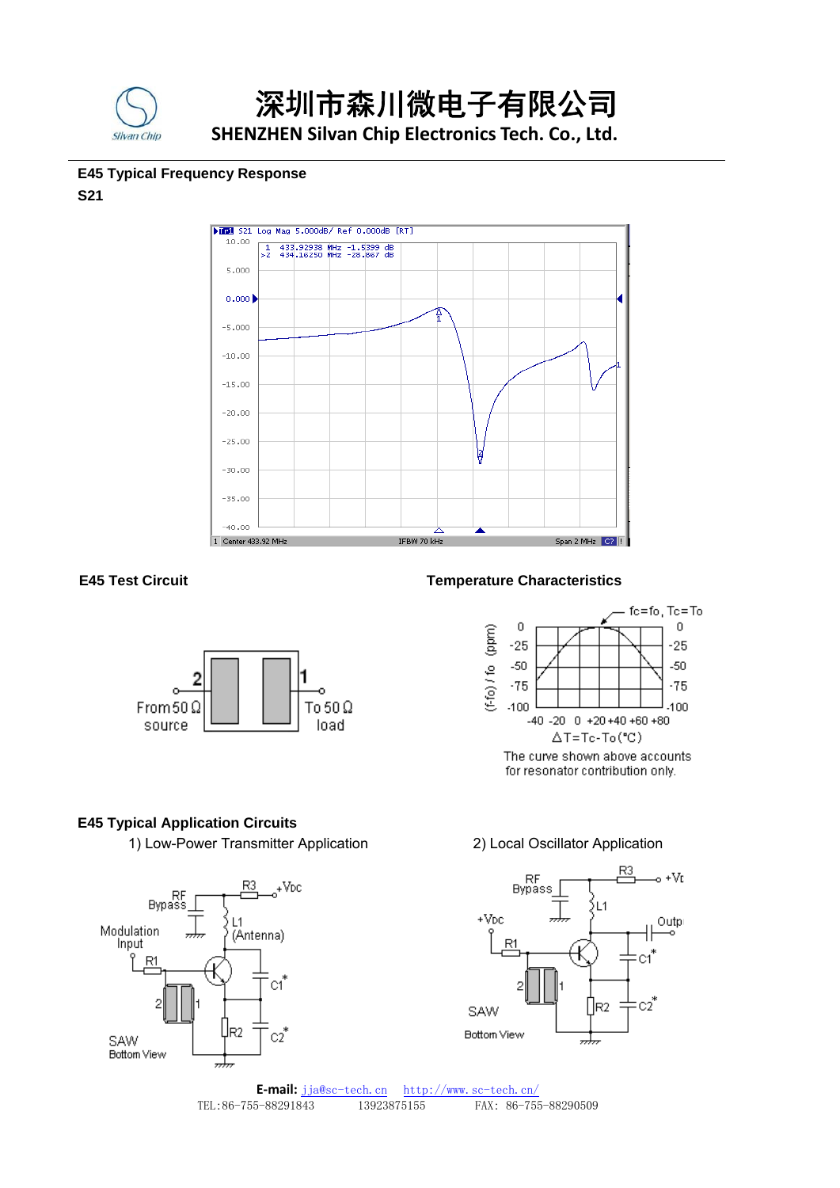## E45 Typical Frequency Response

**S21**

S21 Log Mag 5.000dB/ Ref 0.000dB [RT]

1 433.92938 MHz -1.5399 dB
>2 434.16250 MHz -28.867 dB

Center 433.92 MHz IFBW 70 kHz Span 2 MHz

## E45 Test Circuit

From 50 Ω source — 2 — 1 — To 50 Ω load

## Temperature Characteristics

fc=fo, Tc=To

(f-fo) / fo (ppm)

ΔT=Tc-To(℃)

The curve shown above accounts for resonator contribution only.

## E45 Typical Application Circuits

1) Low-Power Transmitter Application

2) Local Oscillator Application

**E-mail:** jja@sc-tech.cn http://www.sc-tech.cn/

TEL:86-755-88291843 13923875155 FAX: 86-755-88290509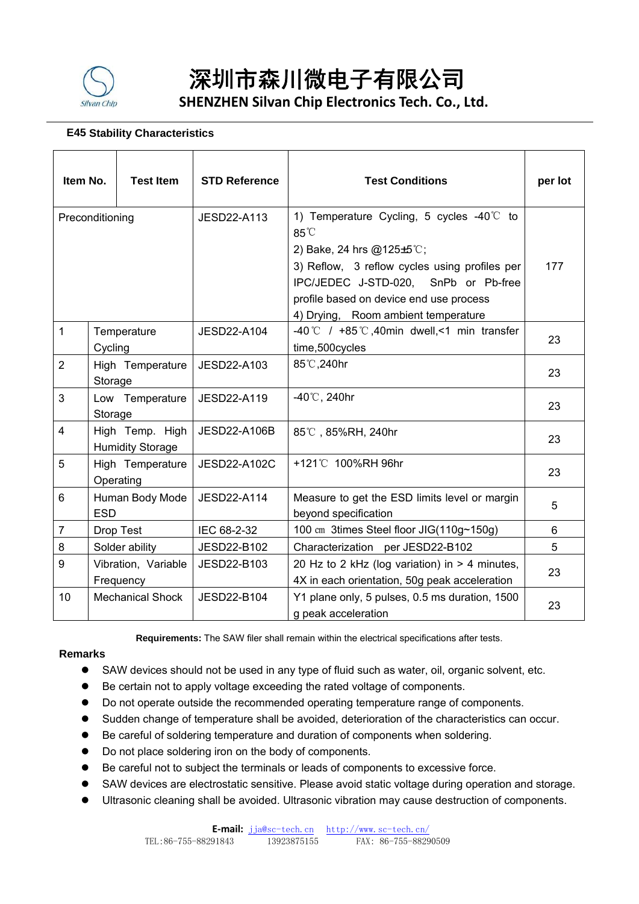# 深圳市森川微电子有限公司

**SHENZHEN Silvan Chip Electronics Tech. Co., Ltd.**

**E45 Stability Characteristics**

| Item No. | Test Item | STD Reference | Test Conditions | per lot |
|---|---|---|---|---|
| Preconditioning | | JESD22-A113 | 1) Temperature Cycling, 5 cycles -40℃ to 85℃<br>2) Bake, 24 hrs @125±5℃;<br>3) Reflow, 3 reflow cycles using profiles per IPC/JEDEC J-STD-020, SnPb or Pb-free profile based on device end use process<br>4) Drying, Room ambient temperature | 177 |
| 1 | Temperature Cycling | JESD22-A104 | -40℃ / +85℃,40min dwell,<1 min transfer time,500cycles | 23 |
| 2 | High Temperature Storage | JESD22-A103 | 85℃,240hr | 23 |
| 3 | Low Temperature Storage | JESD22-A119 | -40℃, 240hr | 23 |
| 4 | High Temp. High Humidity Storage | JESD22-A106B | 85℃ , 85%RH, 240hr | 23 |
| 5 | High Temperature Operating | JESD22-A102C | +121℃ 100%RH 96hr | 23 |
| 6 | Human Body Mode ESD | JESD22-A114 | Measure to get the ESD limits level or margin beyond specification | 5 |
| 7 | Drop Test | IEC 68-2-32 | 100 ㎝ 3times Steel floor JIG(110g~150g) | 6 |
| 8 | Solder ability | JESD22-B102 | Characterization per JESD22-B102 | 5 |
| 9 | Vibration, Variable Frequency | JESD22-B103 | 20 Hz to 2 kHz (log variation) in > 4 minutes, 4X in each orientation, 50g peak acceleration | 23 |
| 10 | Mechanical Shock | JESD22-B104 | Y1 plane only, 5 pulses, 0.5 ms duration, 1500 g peak acceleration | 23 |

**Requirements:** The SAW filer shall remain within the electrical specifications after tests.

**Remarks**

- SAW devices should not be used in any type of fluid such as water, oil, organic solvent, etc.
- Be certain not to apply voltage exceeding the rated voltage of components.
- Do not operate outside the recommended operating temperature range of components.
- Sudden change of temperature shall be avoided, deterioration of the characteristics can occur.
- Be careful of soldering temperature and duration of components when soldering.
- Do not place soldering iron on the body of components.
- Be careful not to subject the terminals or leads of components to excessive force.
- SAW devices are electrostatic sensitive. Please avoid static voltage during operation and storage.
- Ultrasonic cleaning shall be avoided. Ultrasonic vibration may cause destruction of components.

**E-mail:** jja@sc-tech.cn http://www.sc-tech.cn/
TEL:86-755-88291843 13923875155 FAX: 86-755-88290509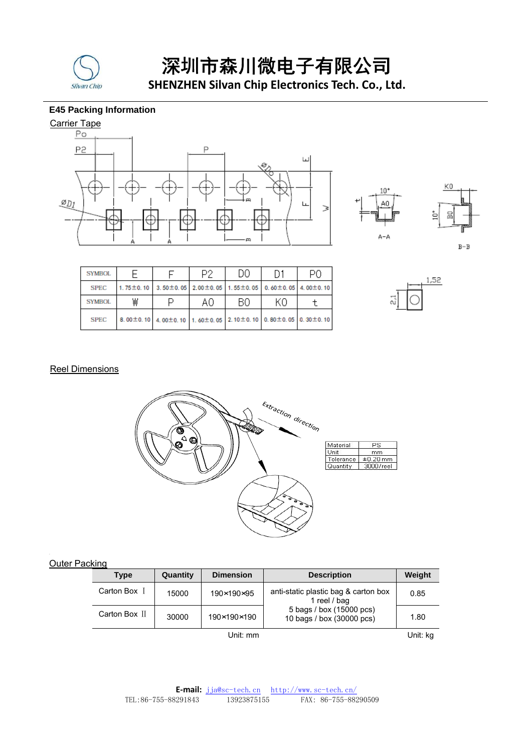# 深圳市森川微电子有限公司

**SHENZHEN Silvan Chip Electronics Tech. Co., Ltd.**

## E45 Packing Information

### Carrier Tape

| SYMBOL | E | F | P2 | D0 | D1 | P0 |
|---|---|---|---|---|---|---|
| SPEC | 1.75±0.10 | 3.50±0.05 | 2.00±0.05 | 1.55±0.05 | 0.60±0.05 | 4.00±0.10 |
| SYMBOL | W | P | A0 | B0 | K0 | t |
| SPEC | 8.00±0.10 | 4.00±0.10 | 1.60±0.05 | 2.10±0.10 | 0.80±0.05 | 0.30±0.10 |

### Reel Dimensions

| Material | PS |
|---|---|
| Unit | mm |
| Tolerance | ±0.20mm |
| Quantity | 3000/reel |

### Outer Packing

| Type | Quantity | Dimension | Description | Weight |
|---|---|---|---|---|
| Carton Box Ⅰ | 15000 | 190×190×95 | anti-static plastic bag & carton box<br>1 reel / bag<br>5 bags / box (15000 pcs)<br>10 bags / box (30000 pcs) | 0.85 |
| Carton Box Ⅱ | 30000 | 190×190×190 | | 1.80 |

Unit: mm　　Unit: kg

**E-mail:** jja@sc-tech.cn　http://www.sc-tech.cn/

TEL:86-755-88291843　13923875155　FAX: 86-755-88290509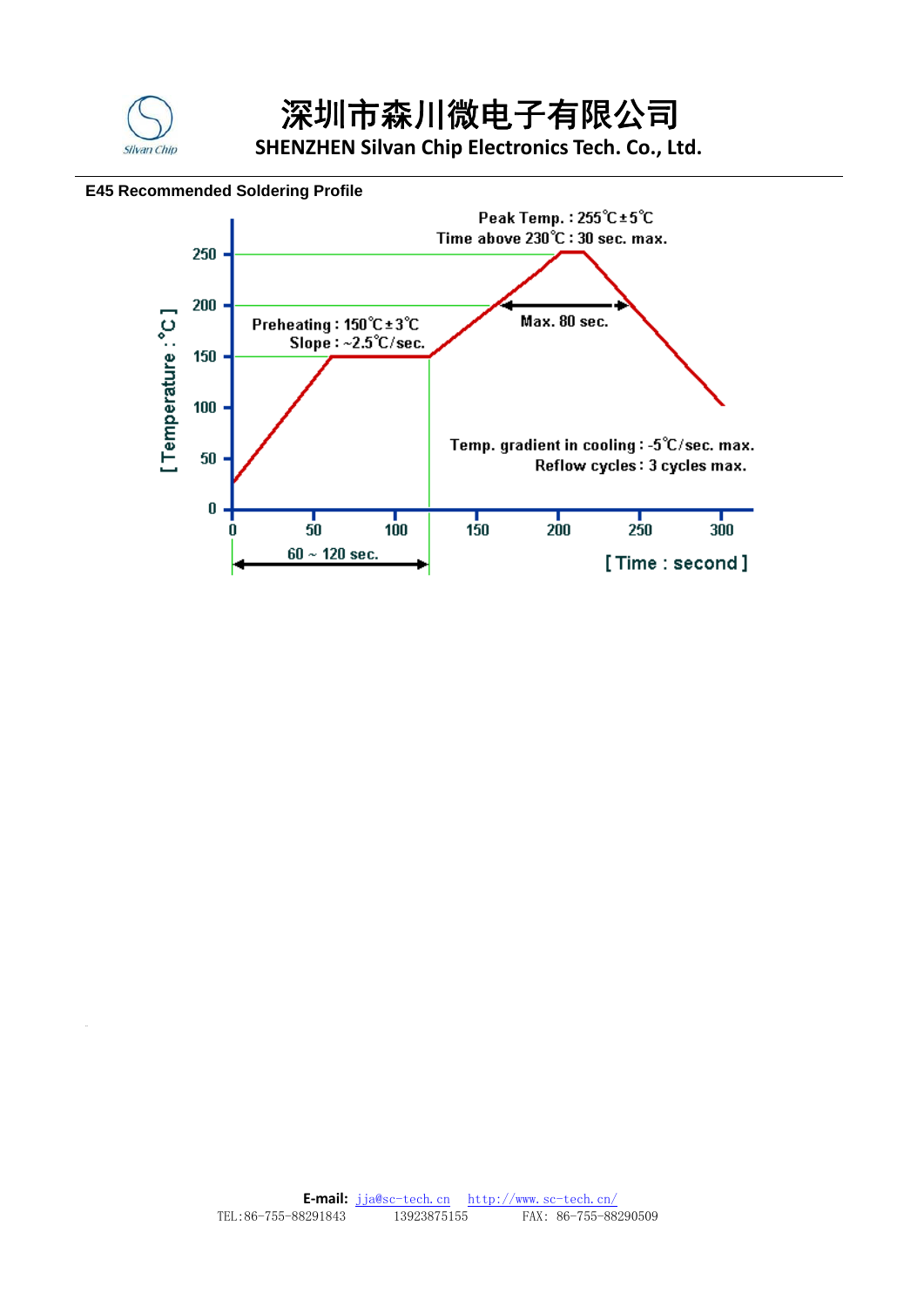## E45 Recommended Soldering Profile

Peak Temp. : 255℃±5℃
Time above 230℃ : 30 sec. max.

Preheating : 150℃±3℃
Slope : ~2.5℃/sec.

Max. 80 sec.

Temp. gradient in cooling : -5℃/sec. max.
Reflow cycles : 3 cycles max.

[ Temperature : °C ]

250
200
150
100
50
0

0 50 100 150 200 250 300

60 ~ 120 sec.

[ Time : second ]